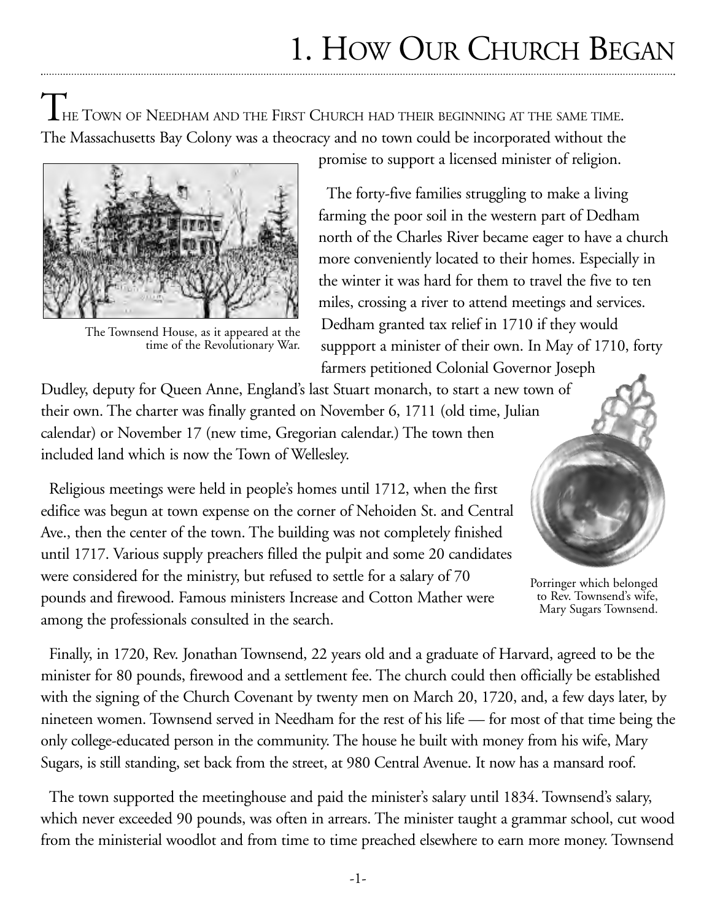# 1. How Our Church Began

The Town of Needham and the First Church had their beginning at the same time. The Massachusetts Bay Colony was a theocracy and no town could be incorporated without the promise to support a licensed minister of religion.

The Townsend House, as it appeared at the time of the Revolutionary War.

The forty-five families struggling to make a living farming the poor soil in the western part of Dedham north of the Charles River became eager to have a church more conveniently located to their homes. Especially in the winter it was hard for them to travel the five to ten miles, crossing a river to attend meetings and services. Dedham granted tax relief in 1710 if they would suppport a minister of their own. In May of 1710, forty farmers petitioned Colonial Governor Joseph Dudley, deputy for Queen Anne, England's last Stuart monarch, to start a new town of their own. The charter was finally granted on November 6, 1711 (old time, Julian calendar) or November 17 (new time, Gregorian calendar.) The town then included land which is now the Town of Wellesley.

Religious meetings were held in people's homes until 1712, when the first edifice was begun at town expense on the corner of Nehoiden St. and Central Ave., then the center of the town. The building was not completely finished until 1717. Various supply preachers filled the pulpit and some 20 candidates were considered for the ministry, but refused to settle for a salary of 70 pounds and firewood. Famous ministers Increase and Cotton Mather were among the professionals consulted in the search.

Porringer which belonged to Rev. Townsend's wife, Mary Sugars Townsend.

Finally, in 1720, Rev. Jonathan Townsend, 22 years old and a graduate of Harvard, agreed to be the minister for 80 pounds, firewood and a settlement fee. The church could then officially be established with the signing of the Church Covenant by twenty men on March 20, 1720, and, a few days later, by nineteen women. Townsend served in Needham for the rest of his life — for most of that time being the only college-educated person in the community. The house he built with money from his wife, Mary Sugars, is still standing, set back from the street, at 980 Central Avenue. It now has a mansard roof.

The town supported the meetinghouse and paid the minister's salary until 1834. Townsend's salary, which never exceeded 90 pounds, was often in arrears. The minister taught a grammar school, cut wood from the ministerial woodlot and from time to time preached elsewhere to earn more money. Townsend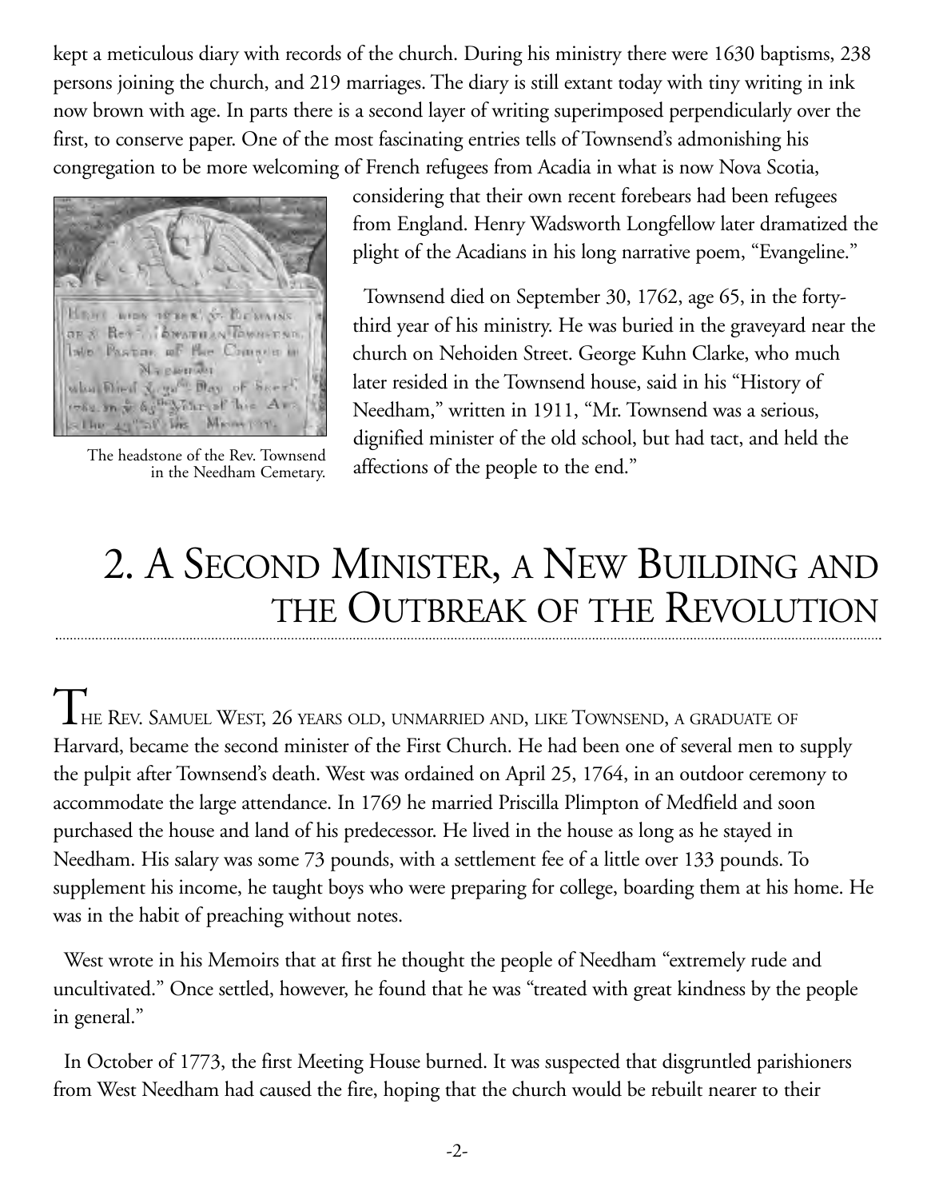kept a meticulous diary with records of the church. During his ministry there were 1630 baptisms, 238 persons joining the church, and 219 marriages. The diary is still extant today with tiny writing in ink now brown with age. In parts there is a second layer of writing superimposed perpendicularly over the first, to conserve paper. One of the most fascinating entries tells of Townsend's admonishing his congregation to be more welcoming of French refugees from Acadia in what is now Nova Scotia, considering that their own recent forebears had been refugees from England. Henry Wadsworth Longfellow later dramatized the plight of the Acadians in his long narrative poem, "Evangeline."

The headstone of the Rev. Townsend in the Needham Cemetary.

Townsend died on September 30, 1762, age 65, in the forty-third year of his ministry. He was buried in the graveyard near the church on Nehoiden Street. George Kuhn Clarke, who much later resided in the Townsend house, said in his "History of Needham," written in 1911, "Mr. Townsend was a serious, dignified minister of the old school, but had tact, and held the affections of the people to the end."

# 2. A Second Minister, a New Building and the Outbreak of the Revolution

The Rev. Samuel West, 26 years old, unmarried and, like Townsend, a graduate of Harvard, became the second minister of the First Church. He had been one of several men to supply the pulpit after Townsend's death. West was ordained on April 25, 1764, in an outdoor ceremony to accommodate the large attendance. In 1769 he married Priscilla Plimpton of Medfield and soon purchased the house and land of his predecessor. He lived in the house as long as he stayed in Needham. His salary was some 73 pounds, with a settlement fee of a little over 133 pounds. To supplement his income, he taught boys who were preparing for college, boarding them at his home. He was in the habit of preaching without notes.

West wrote in his Memoirs that at first he thought the people of Needham "extremely rude and uncultivated." Once settled, however, he found that he was "treated with great kindness by the people in general."

In October of 1773, the first Meeting House burned. It was suspected that disgruntled parishioners from West Needham had caused the fire, hoping that the church would be rebuilt nearer to their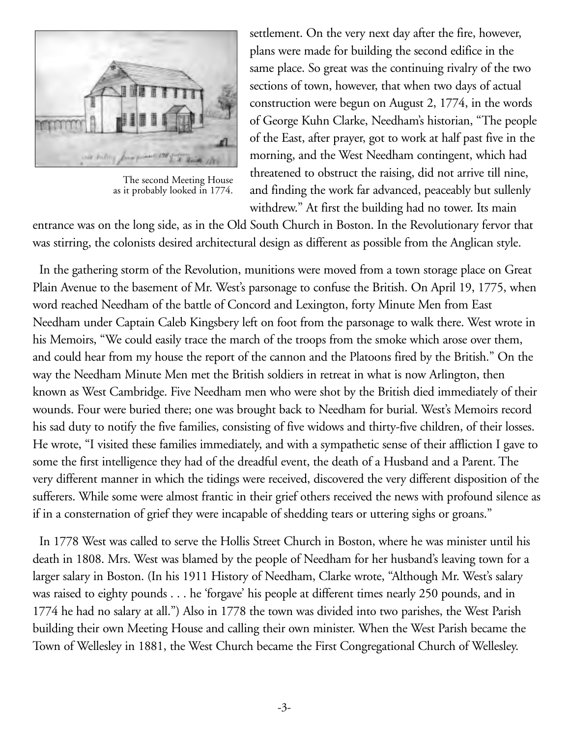The second Meeting House as it probably looked in 1774.

settlement. On the very next day after the fire, however, plans were made for building the second edifice in the same place. So great was the continuing rivalry of the two sections of town, however, that when two days of actual construction were begun on August 2, 1774, in the words of George Kuhn Clarke, Needham's historian, "The people of the East, after prayer, got to work at half past five in the morning, and the West Needham contingent, which had threatened to obstruct the raising, did not arrive till nine, and finding the work far advanced, peaceably but sullenly withdrew." At first the building had no tower. Its main entrance was on the long side, as in the Old South Church in Boston. In the Revolutionary fervor that was stirring, the colonists desired architectural design as different as possible from the Anglican style.

In the gathering storm of the Revolution, munitions were moved from a town storage place on Great Plain Avenue to the basement of Mr. West's parsonage to confuse the British. On April 19, 1775, when word reached Needham of the battle of Concord and Lexington, forty Minute Men from East Needham under Captain Caleb Kingsbery left on foot from the parsonage to walk there. West wrote in his Memoirs, "We could easily trace the march of the troops from the smoke which arose over them, and could hear from my house the report of the cannon and the Platoons fired by the British." On the way the Needham Minute Men met the British soldiers in retreat in what is now Arlington, then known as West Cambridge. Five Needham men who were shot by the British died immediately of their wounds. Four were buried there; one was brought back to Needham for burial. West's Memoirs record his sad duty to notify the five families, consisting of five widows and thirty-five children, of their losses. He wrote, "I visited these families immediately, and with a sympathetic sense of their affliction I gave to some the first intelligence they had of the dreadful event, the death of a Husband and a Parent. The very different manner in which the tidings were received, discovered the very different disposition of the sufferers. While some were almost frantic in their grief others received the news with profound silence as if in a consternation of grief they were incapable of shedding tears or uttering sighs or groans."

In 1778 West was called to serve the Hollis Street Church in Boston, where he was minister until his death in 1808. Mrs. West was blamed by the people of Needham for her husband's leaving town for a larger salary in Boston. (In his 1911 History of Needham, Clarke wrote, "Although Mr. West's salary was raised to eighty pounds . . . he 'forgave' his people at different times nearly 250 pounds, and in 1774 he had no salary at all.") Also in 1778 the town was divided into two parishes, the West Parish building their own Meeting House and calling their own minister. When the West Parish became the Town of Wellesley in 1881, the West Church became the First Congregational Church of Wellesley.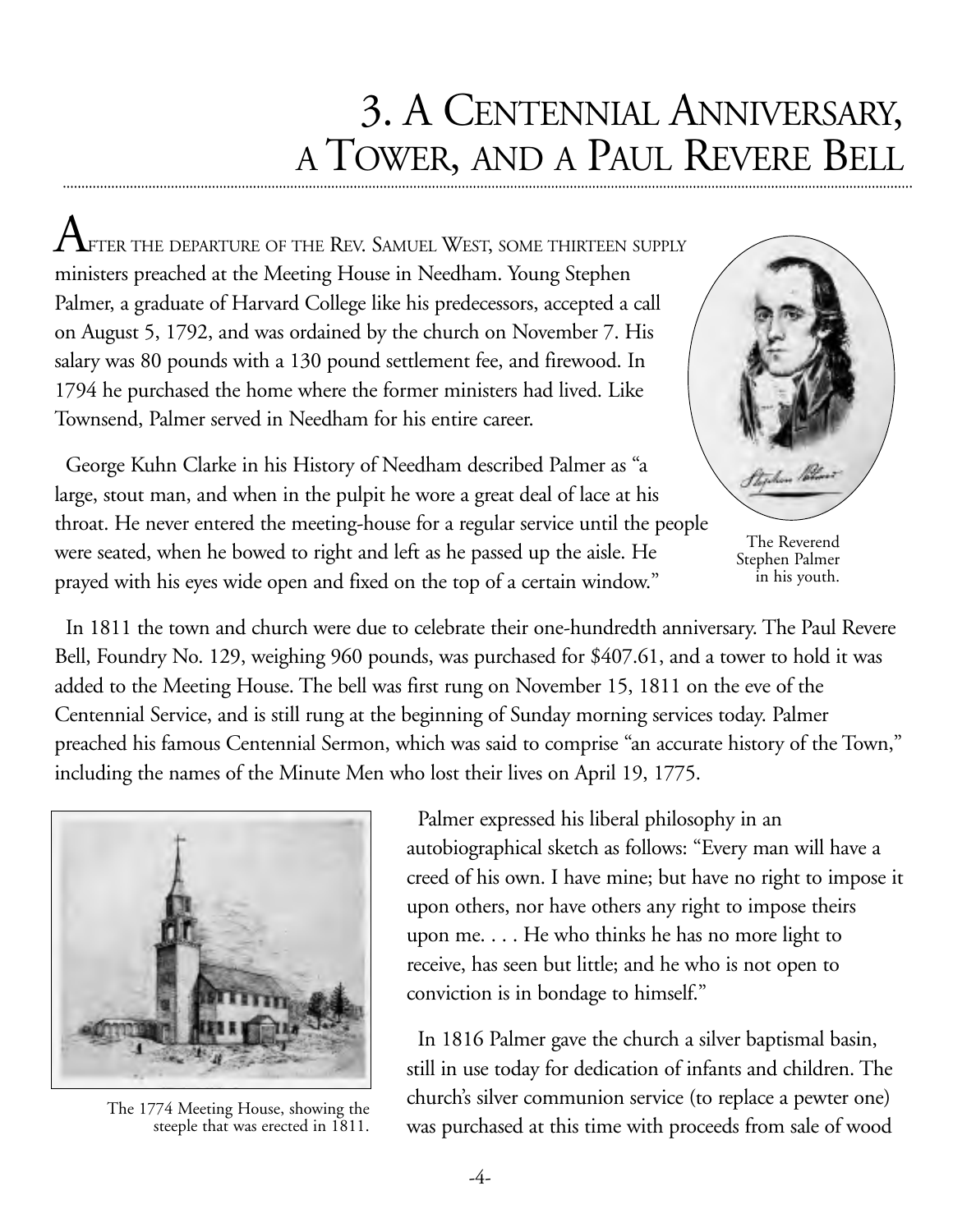# 3. A Centennial Anniversary, a Tower, and a Paul Revere Bell

After the departure of the Rev. Samuel West, some thirteen supply ministers preached at the Meeting House in Needham. Young Stephen Palmer, a graduate of Harvard College like his predecessors, accepted a call on August 5, 1792, and was ordained by the church on November 7. His salary was 80 pounds with a 130 pound settlement fee, and firewood. In 1794 he purchased the home where the former ministers had lived. Like Townsend, Palmer served in Needham for his entire career.

The Reverend Stephen Palmer in his youth.

George Kuhn Clarke in his History of Needham described Palmer as "a large, stout man, and when in the pulpit he wore a great deal of lace at his throat. He never entered the meeting-house for a regular service until the people were seated, when he bowed to right and left as he passed up the aisle. He prayed with his eyes wide open and fixed on the top of a certain window."

In 1811 the town and church were due to celebrate their one-hundredth anniversary. The Paul Revere Bell, Foundry No. 129, weighing 960 pounds, was purchased for $407.61, and a tower to hold it was added to the Meeting House. The bell was first rung on November 15, 1811 on the eve of the Centennial Service, and is still rung at the beginning of Sunday morning services today. Palmer preached his famous Centennial Sermon, which was said to comprise "an accurate history of the Town," including the names of the Minute Men who lost their lives on April 19, 1775.

The 1774 Meeting House, showing the steeple that was erected in 1811.

Palmer expressed his liberal philosophy in an autobiographical sketch as follows: "Every man will have a creed of his own. I have mine; but have no right to impose it upon others, nor have others any right to impose theirs upon me. . . . He who thinks he has no more light to receive, has seen but little; and he who is not open to conviction is in bondage to himself."

In 1816 Palmer gave the church a silver baptismal basin, still in use today for dedication of infants and children. The church's silver communion service (to replace a pewter one) was purchased at this time with proceeds from sale of wood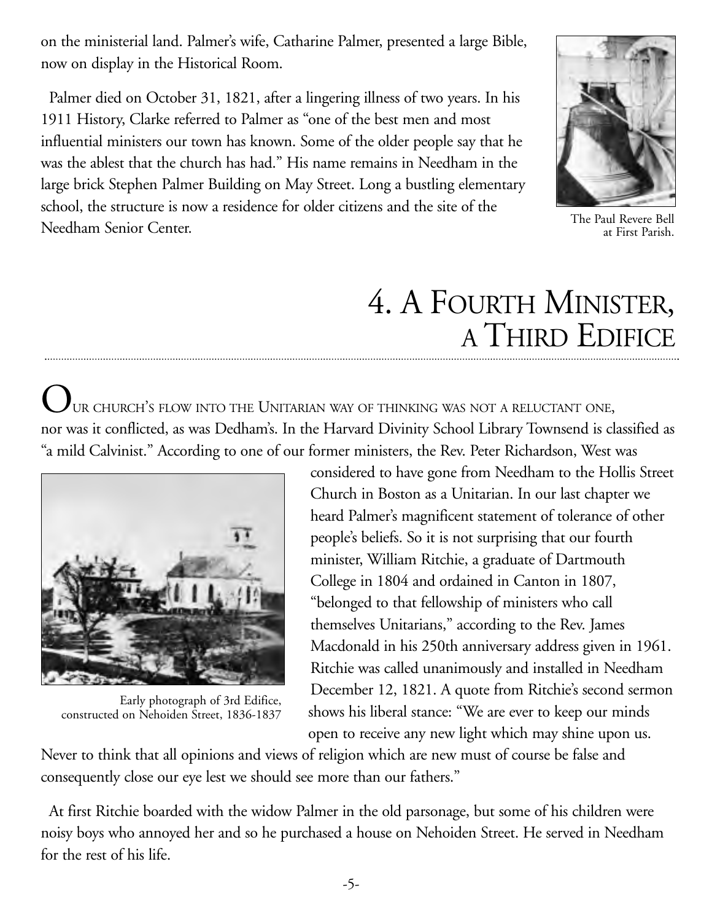on the ministerial land. Palmer's wife, Catharine Palmer, presented a large Bible, now on display in the Historical Room.

Palmer died on October 31, 1821, after a lingering illness of two years. In his 1911 History, Clarke referred to Palmer as "one of the best men and most influential ministers our town has known. Some of the older people say that he was the ablest that the church has had." His name remains in Needham in the large brick Stephen Palmer Building on May Street. Long a bustling elementary school, the structure is now a residence for older citizens and the site of the Needham Senior Center.

The Paul Revere Bell at First Parish.

# 4. A Fourth Minister, a Third Edifice

Our church's flow into the Unitarian way of thinking was not a reluctant one, nor was it conflicted, as was Dedham's. In the Harvard Divinity School Library Townsend is classified as "a mild Calvinist." According to one of our former ministers, the Rev. Peter Richardson, West was considered to have gone from Needham to the Hollis Street Church in Boston as a Unitarian. In our last chapter we heard Palmer's magnificent statement of tolerance of other people's beliefs. So it is not surprising that our fourth minister, William Ritchie, a graduate of Dartmouth College in 1804 and ordained in Canton in 1807, "belonged to that fellowship of ministers who call themselves Unitarians," according to the Rev. James Macdonald in his 250th anniversary address given in 1961. Ritchie was called unanimously and installed in Needham December 12, 1821. A quote from Ritchie's second sermon shows his liberal stance: "We are ever to keep our minds open to receive any new light which may shine upon us. Never to think that all opinions and views of religion which are new must of course be false and consequently close our eye lest we should see more than our fathers."

Early photograph of 3rd Edifice, constructed on Nehoiden Street, 1836-1837

At first Ritchie boarded with the widow Palmer in the old parsonage, but some of his children were noisy boys who annoyed her and so he purchased a house on Nehoiden Street. He served in Needham for the rest of his life.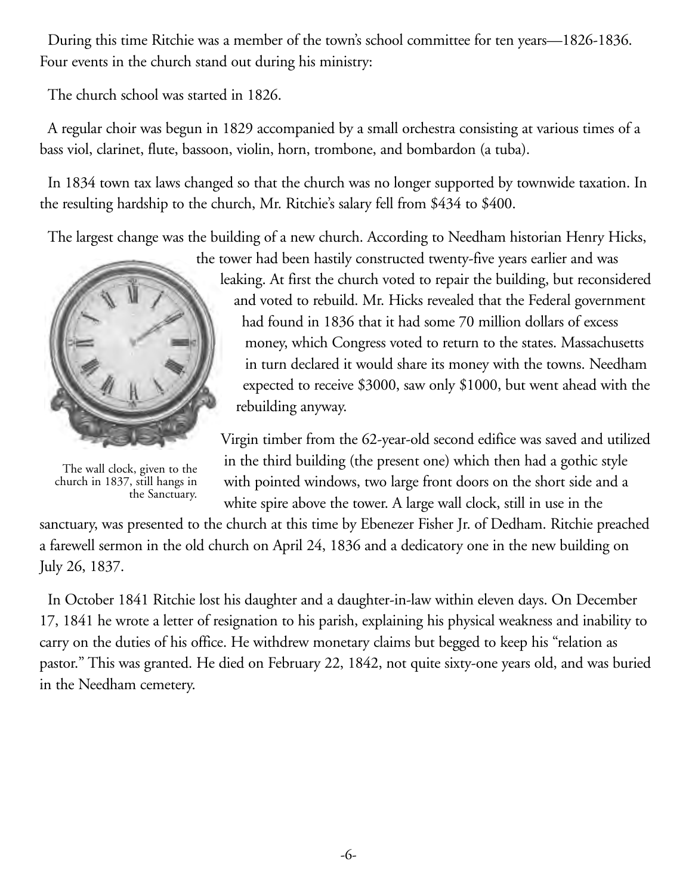During this time Ritchie was a member of the town's school committee for ten years—1826-1836. Four events in the church stand out during his ministry:

The church school was started in 1826.

A regular choir was begun in 1829 accompanied by a small orchestra consisting at various times of a bass viol, clarinet, flute, bassoon, violin, horn, trombone, and bombardon (a tuba).

In 1834 town tax laws changed so that the church was no longer supported by townwide taxation. In the resulting hardship to the church, Mr. Ritchie's salary fell from $434 to $400.

The largest change was the building of a new church. According to Needham historian Henry Hicks, the tower had been hastily constructed twenty-five years earlier and was leaking. At first the church voted to repair the building, but reconsidered and voted to rebuild. Mr. Hicks revealed that the Federal government had found in 1836 that it had some 70 million dollars of excess money, which Congress voted to return to the states. Massachusetts in turn declared it would share its money with the towns. Needham expected to receive $3000, saw only $1000, but went ahead with the rebuilding anyway.

The wall clock, given to the church in 1837, still hangs in the Sanctuary.

Virgin timber from the 62-year-old second edifice was saved and utilized in the third building (the present one) which then had a gothic style with pointed windows, two large front doors on the short side and a white spire above the tower. A large wall clock, still in use in the sanctuary, was presented to the church at this time by Ebenezer Fisher Jr. of Dedham. Ritchie preached a farewell sermon in the old church on April 24, 1836 and a dedicatory one in the new building on July 26, 1837.

In October 1841 Ritchie lost his daughter and a daughter-in-law within eleven days. On December 17, 1841 he wrote a letter of resignation to his parish, explaining his physical weakness and inability to carry on the duties of his office. He withdrew monetary claims but begged to keep his "relation as pastor." This was granted. He died on February 22, 1842, not quite sixty-one years old, and was buried in the Needham cemetery.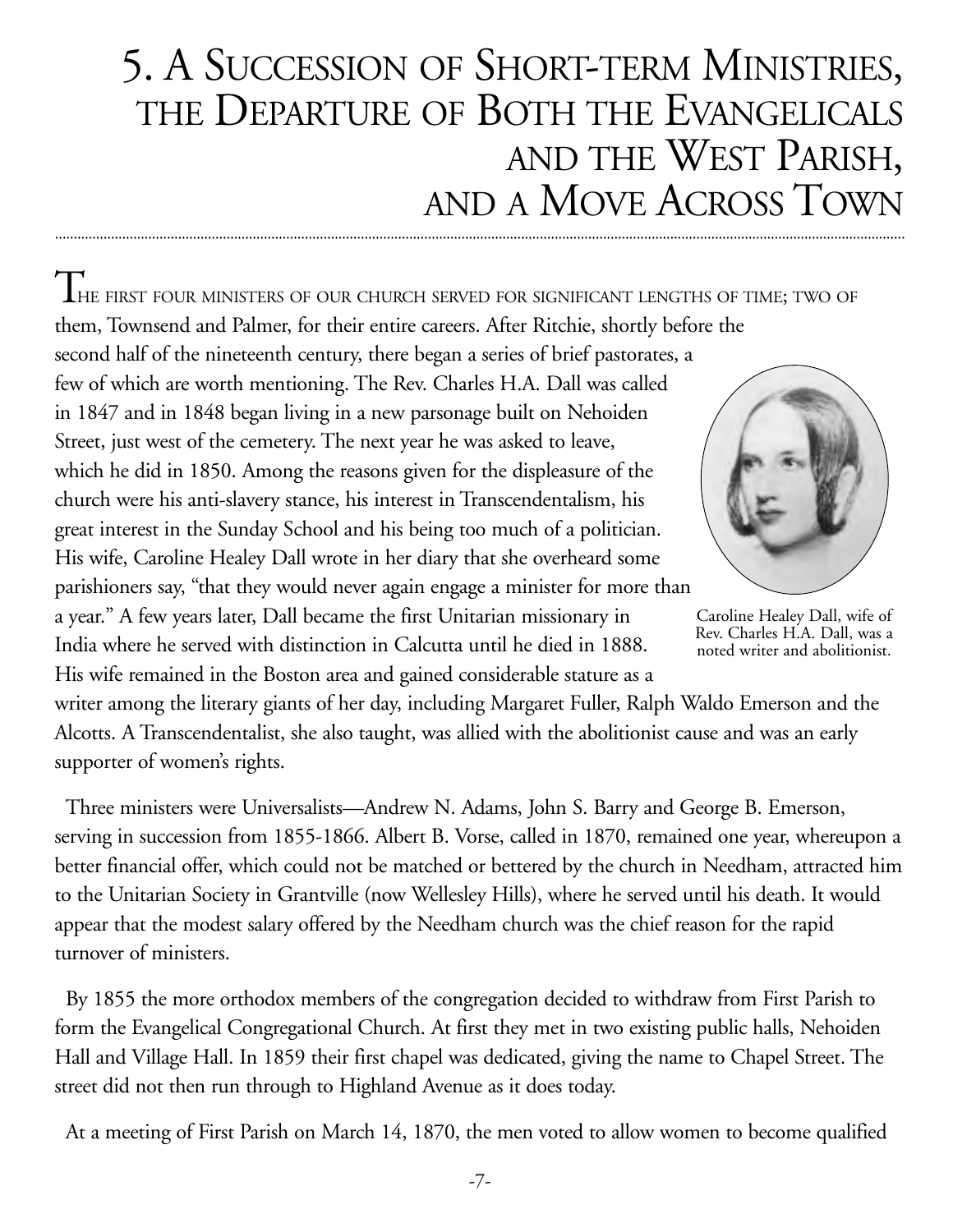# 5. A Succession of Short-term Ministries, the Departure of Both the Evangelicals and the West Parish, and a Move Across Town

The first four ministers of our church served for significant lengths of time; two of them, Townsend and Palmer, for their entire careers. After Ritchie, shortly before the second half of the nineteenth century, there began a series of brief pastorates, a few of which are worth mentioning. The Rev. Charles H.A. Dall was called in 1847 and in 1848 began living in a new parsonage built on Nehoiden Street, just west of the cemetery. The next year he was asked to leave, which he did in 1850. Among the reasons given for the displeasure of the church were his anti-slavery stance, his interest in Transcendentalism, his great interest in the Sunday School and his being too much of a politician. His wife, Caroline Healey Dall wrote in her diary that she overheard some parishioners say, "that they would never again engage a minister for more than a year." A few years later, Dall became the first Unitarian missionary in India where he served with distinction in Calcutta until he died in 1888. His wife remained in the Boston area and gained considerable stature as a writer among the literary giants of her day, including Margaret Fuller, Ralph Waldo Emerson and the Alcotts. A Transcendentalist, she also taught, was allied with the abolitionist cause and was an early supporter of women's rights.

Caroline Healey Dall, wife of Rev. Charles H.A. Dall, was a noted writer and abolitionist.

Three ministers were Universalists—Andrew N. Adams, John S. Barry and George B. Emerson, serving in succession from 1855-1866. Albert B. Vorse, called in 1870, remained one year, whereupon a better financial offer, which could not be matched or bettered by the church in Needham, attracted him to the Unitarian Society in Grantville (now Wellesley Hills), where he served until his death. It would appear that the modest salary offered by the Needham church was the chief reason for the rapid turnover of ministers.

By 1855 the more orthodox members of the congregation decided to withdraw from First Parish to form the Evangelical Congregational Church. At first they met in two existing public halls, Nehoiden Hall and Village Hall. In 1859 their first chapel was dedicated, giving the name to Chapel Street. The street did not then run through to Highland Avenue as it does today.

At a meeting of First Parish on March 14, 1870, the men voted to allow women to become qualified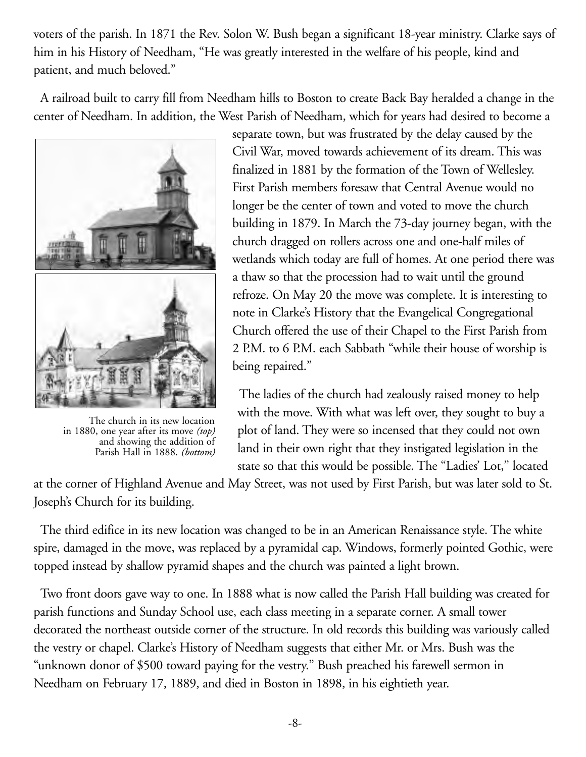voters of the parish. In 1871 the Rev. Solon W. Bush began a significant 18-year ministry. Clarke says of him in his History of Needham, "He was greatly interested in the welfare of his people, kind and patient, and much beloved."

A railroad built to carry fill from Needham hills to Boston to create Back Bay heralded a change in the center of Needham. In addition, the West Parish of Needham, which for years had desired to become a separate town, but was frustrated by the delay caused by the Civil War, moved towards achievement of its dream. This was finalized in 1881 by the formation of the Town of Wellesley. First Parish members foresaw that Central Avenue would no longer be the center of town and voted to move the church building in 1879. In March the 73-day journey began, with the church dragged on rollers across one and one-half miles of wetlands which today are full of homes. At one period there was a thaw so that the procession had to wait until the ground refroze. On May 20 the move was complete. It is interesting to note in Clarke's History that the Evangelical Congregational Church offered the use of their Chapel to the First Parish from 2 P.M. to 6 P.M. each Sabbath "while their house of worship is being repaired."

The church in its new location in 1880, one year after its move *(top)* and showing the addition of Parish Hall in 1888. *(bottom)*

The ladies of the church had zealously raised money to help with the move. With what was left over, they sought to buy a plot of land. They were so incensed that they could not own land in their own right that they instigated legislation in the state so that this would be possible. The "Ladies' Lot," located at the corner of Highland Avenue and May Street, was not used by First Parish, but was later sold to St. Joseph's Church for its building.

The third edifice in its new location was changed to be in an American Renaissance style. The white spire, damaged in the move, was replaced by a pyramidal cap. Windows, formerly pointed Gothic, were topped instead by shallow pyramid shapes and the church was painted a light brown.

Two front doors gave way to one. In 1888 what is now called the Parish Hall building was created for parish functions and Sunday School use, each class meeting in a separate corner. A small tower decorated the northeast outside corner of the structure. In old records this building was variously called the vestry or chapel. Clarke's History of Needham suggests that either Mr. or Mrs. Bush was the "unknown donor of $500 toward paying for the vestry." Bush preached his farewell sermon in Needham on February 17, 1889, and died in Boston in 1898, in his eightieth year.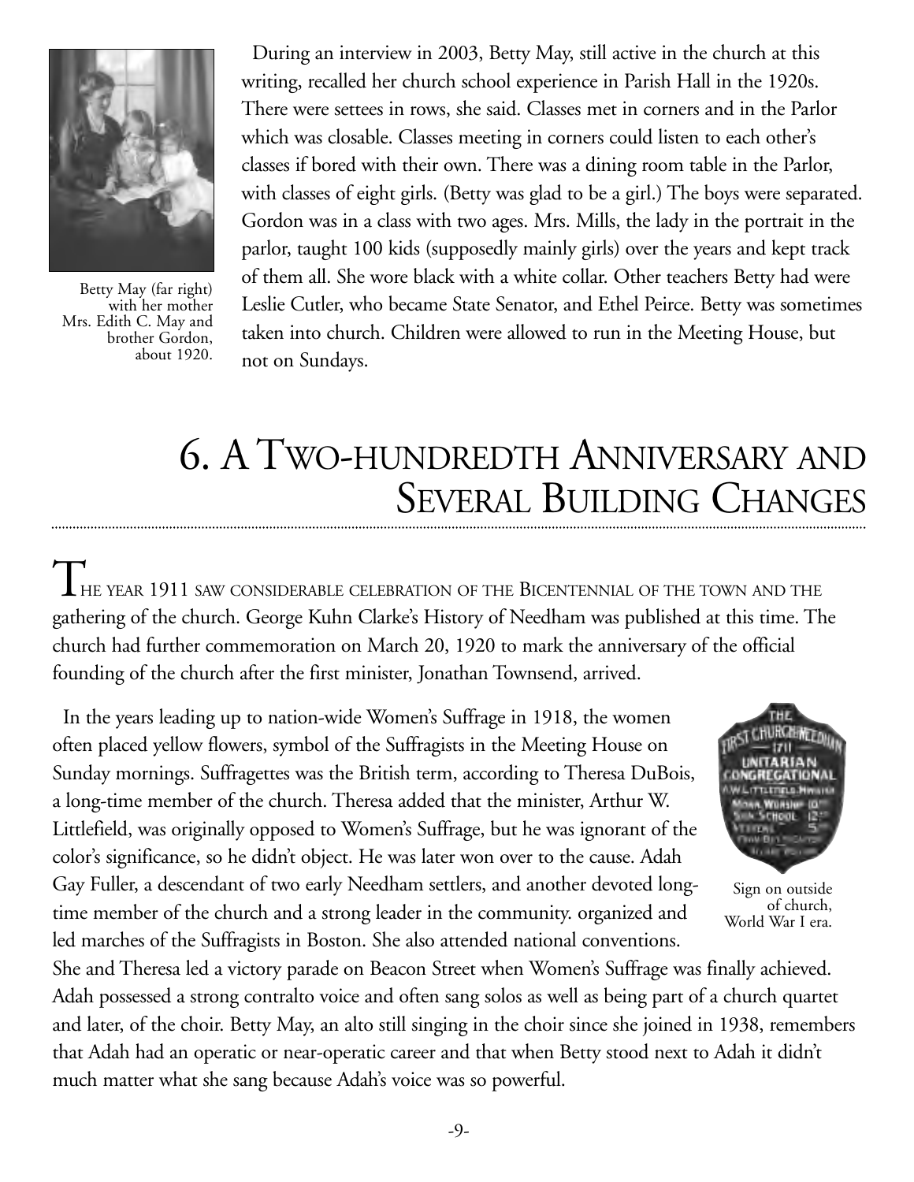During an interview in 2003, Betty May, still active in the church at this writing, recalled her church school experience in Parish Hall in the 1920s. There were settees in rows, she said. Classes met in corners and in the Parlor which was closable. Classes meeting in corners could listen to each other's classes if bored with their own. There was a dining room table in the Parlor, with classes of eight girls. (Betty was glad to be a girl.) The boys were separated. Gordon was in a class with two ages. Mrs. Mills, the lady in the portrait in the parlor, taught 100 kids (supposedly mainly girls) over the years and kept track of them all. She wore black with a white collar. Other teachers Betty had were Leslie Cutler, who became State Senator, and Ethel Peirce. Betty was sometimes taken into church. Children were allowed to run in the Meeting House, but not on Sundays.

Betty May (far right) with her mother Mrs. Edith C. May and brother Gordon, about 1920.

# 6. A Two-hundredth Anniversary and Several Building Changes

The year 1911 saw considerable celebration of the Bicentennial of the town and the gathering of the church. George Kuhn Clarke's History of Needham was published at this time. The church had further commemoration on March 20, 1920 to mark the anniversary of the official founding of the church after the first minister, Jonathan Townsend, arrived.

In the years leading up to nation-wide Women's Suffrage in 1918, the women often placed yellow flowers, symbol of the Suffragists in the Meeting House on Sunday mornings. Suffragettes was the British term, according to Theresa DuBois, a long-time member of the church. Theresa added that the minister, Arthur W. Littlefield, was originally opposed to Women's Suffrage, but he was ignorant of the color's significance, so he didn't object. He was later won over to the cause. Adah Gay Fuller, a descendant of two early Needham settlers, and another devoted long-time member of the church and a strong leader in the community. organized and led marches of the Suffragists in Boston. She also attended national conventions. She and Theresa led a victory parade on Beacon Street when Women's Suffrage was finally achieved. Adah possessed a strong contralto voice and often sang solos as well as being part of a church quartet and later, of the choir. Betty May, an alto still singing in the choir since she joined in 1938, remembers that Adah had an operatic or near-operatic career and that when Betty stood next to Adah it didn't much matter what she sang because Adah's voice was so powerful.

Sign on outside of church, World War I era.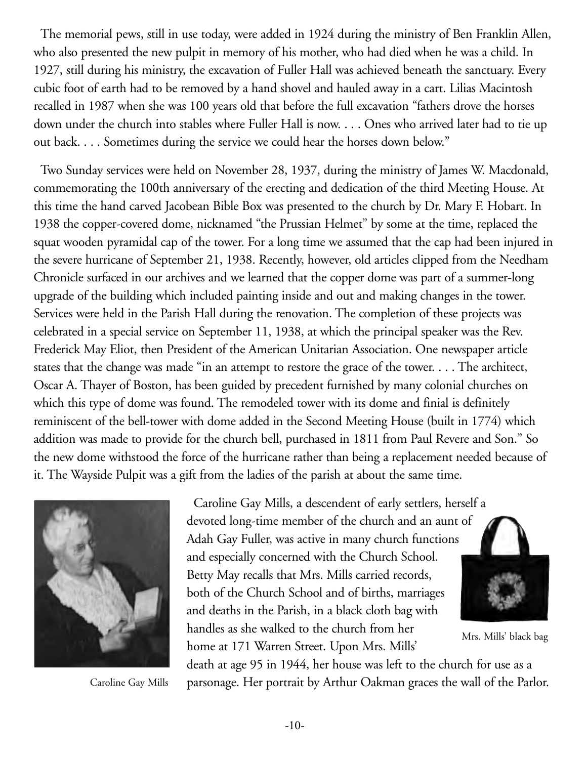The memorial pews, still in use today, were added in 1924 during the ministry of Ben Franklin Allen, who also presented the new pulpit in memory of his mother, who had died when he was a child. In 1927, still during his ministry, the excavation of Fuller Hall was achieved beneath the sanctuary. Every cubic foot of earth had to be removed by a hand shovel and hauled away in a cart. Lilias Macintosh recalled in 1987 when she was 100 years old that before the full excavation "fathers drove the horses down under the church into stables where Fuller Hall is now. . . . Ones who arrived later had to tie up out back. . . . Sometimes during the service we could hear the horses down below."

Two Sunday services were held on November 28, 1937, during the ministry of James W. Macdonald, commemorating the 100th anniversary of the erecting and dedication of the third Meeting House. At this time the hand carved Jacobean Bible Box was presented to the church by Dr. Mary F. Hobart. In 1938 the copper-covered dome, nicknamed "the Prussian Helmet" by some at the time, replaced the squat wooden pyramidal cap of the tower. For a long time we assumed that the cap had been injured in the severe hurricane of September 21, 1938. Recently, however, old articles clipped from the Needham Chronicle surfaced in our archives and we learned that the copper dome was part of a summer-long upgrade of the building which included painting inside and out and making changes in the tower. Services were held in the Parish Hall during the renovation. The completion of these projects was celebrated in a special service on September 11, 1938, at which the principal speaker was the Rev. Frederick May Eliot, then President of the American Unitarian Association. One newspaper article states that the change was made "in an attempt to restore the grace of the tower. . . . The architect, Oscar A. Thayer of Boston, has been guided by precedent furnished by many colonial churches on which this type of dome was found. The remodeled tower with its dome and finial is definitely reminiscent of the bell-tower with dome added in the Second Meeting House (built in 1774) which addition was made to provide for the church bell, purchased in 1811 from Paul Revere and Son." So the new dome withstood the force of the hurricane rather than being a replacement needed because of it. The Wayside Pulpit was a gift from the ladies of the parish at about the same time.

Caroline Gay Mills

Caroline Gay Mills, a descendent of early settlers, herself a devoted long-time member of the church and an aunt of Adah Gay Fuller, was active in many church functions and especially concerned with the Church School. Betty May recalls that Mrs. Mills carried records, both of the Church School and of births, marriages and deaths in the Parish, in a black cloth bag with handles as she walked to the church from her home at 171 Warren Street. Upon Mrs. Mills' death at age 95 in 1944, her house was left to the church for use as a parsonage. Her portrait by Arthur Oakman graces the wall of the Parlor.

Mrs. Mills' black bag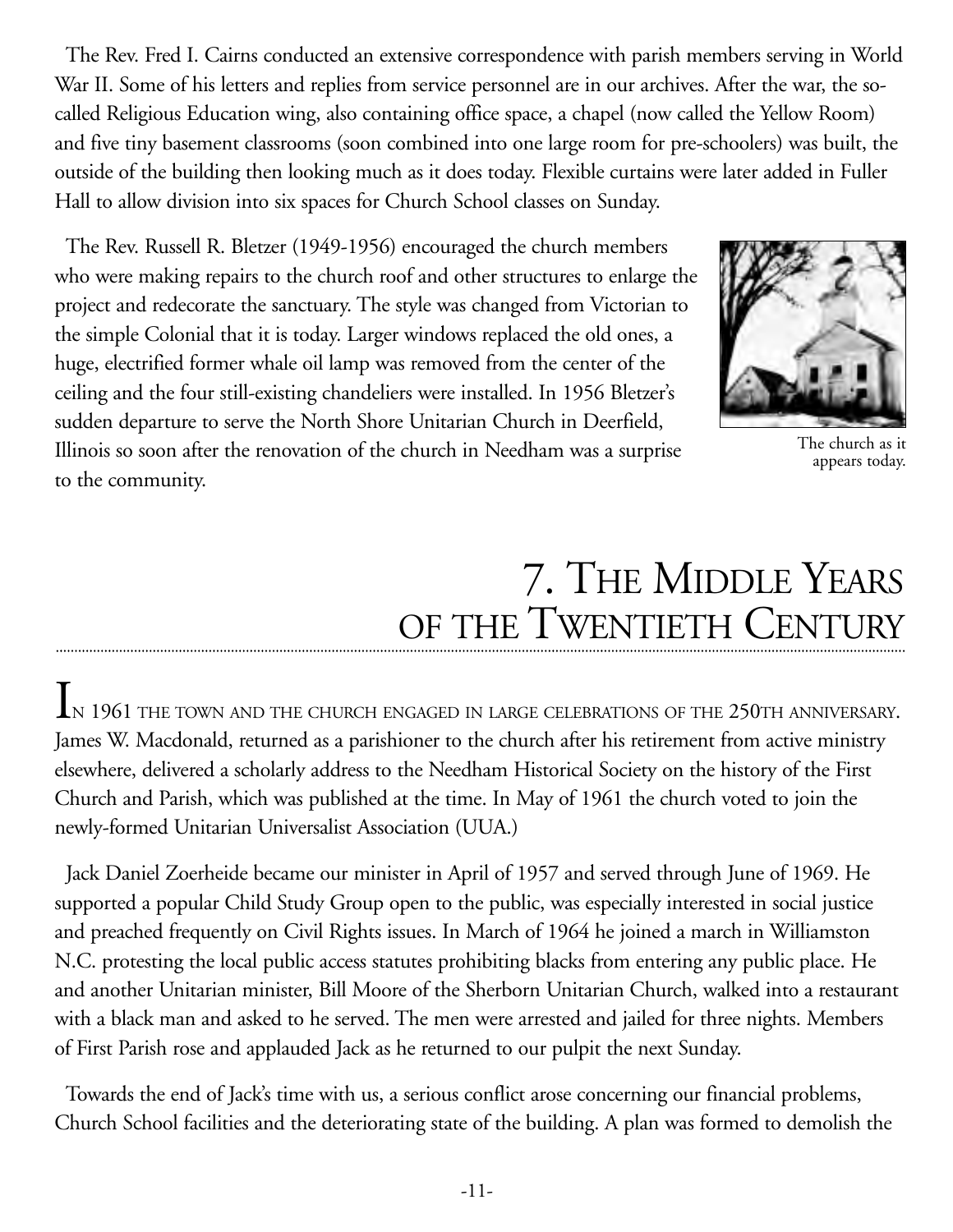The Rev. Fred I. Cairns conducted an extensive correspondence with parish members serving in World War II. Some of his letters and replies from service personnel are in our archives. After the war, the so-called Religious Education wing, also containing office space, a chapel (now called the Yellow Room) and five tiny basement classrooms (soon combined into one large room for pre-schoolers) was built, the outside of the building then looking much as it does today. Flexible curtains were later added in Fuller Hall to allow division into six spaces for Church School classes on Sunday.

The Rev. Russell R. Bletzer (1949-1956) encouraged the church members who were making repairs to the church roof and other structures to enlarge the project and redecorate the sanctuary. The style was changed from Victorian to the simple Colonial that it is today. Larger windows replaced the old ones, a huge, electrified former whale oil lamp was removed from the center of the ceiling and the four still-existing chandeliers were installed. In 1956 Bletzer's sudden departure to serve the North Shore Unitarian Church in Deerfield, Illinois so soon after the renovation of the church in Needham was a surprise to the community.

The church as it appears today.

# 7. The Middle Years of the Twentieth Century

In 1961 the town and the church engaged in large celebrations of the 250th anniversary. James W. Macdonald, returned as a parishioner to the church after his retirement from active ministry elsewhere, delivered a scholarly address to the Needham Historical Society on the history of the First Church and Parish, which was published at the time. In May of 1961 the church voted to join the newly-formed Unitarian Universalist Association (UUA.)

Jack Daniel Zoerheide became our minister in April of 1957 and served through June of 1969. He supported a popular Child Study Group open to the public, was especially interested in social justice and preached frequently on Civil Rights issues. In March of 1964 he joined a march in Williamston N.C. protesting the local public access statutes prohibiting blacks from entering any public place. He and another Unitarian minister, Bill Moore of the Sherborn Unitarian Church, walked into a restaurant with a black man and asked to he served. The men were arrested and jailed for three nights. Members of First Parish rose and applauded Jack as he returned to our pulpit the next Sunday.

Towards the end of Jack's time with us, a serious conflict arose concerning our financial problems, Church School facilities and the deteriorating state of the building. A plan was formed to demolish the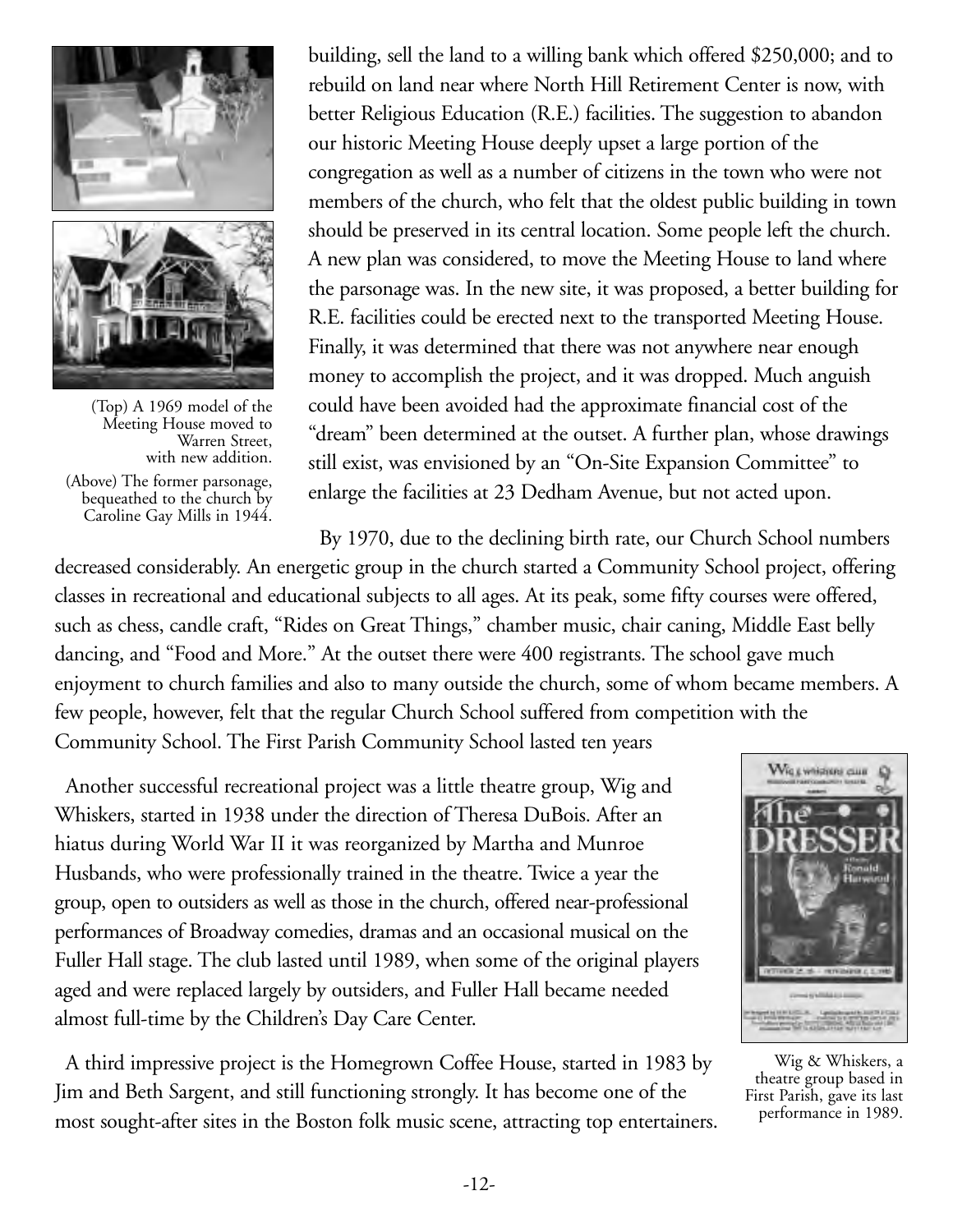building, sell the land to a willing bank which offered $250,000; and to rebuild on land near where North Hill Retirement Center is now, with better Religious Education (R.E.) facilities. The suggestion to abandon our historic Meeting House deeply upset a large portion of the congregation as well as a number of citizens in the town who were not members of the church, who felt that the oldest public building in town should be preserved in its central location. Some people left the church. A new plan was considered, to move the Meeting House to land where the parsonage was. In the new site, it was proposed, a better building for R.E. facilities could be erected next to the transported Meeting House. Finally, it was determined that there was not anywhere near enough money to accomplish the project, and it was dropped. Much anguish could have been avoided had the approximate financial cost of the "dream" been determined at the outset. A further plan, whose drawings still exist, was envisioned by an "On-Site Expansion Committee" to enlarge the facilities at 23 Dedham Avenue, but not acted upon.

(Top) A 1969 model of the Meeting House moved to Warren Street, with new addition.

(Above) The former parsonage, bequeathed to the church by Caroline Gay Mills in 1944.

By 1970, due to the declining birth rate, our Church School numbers decreased considerably. An energetic group in the church started a Community School project, offering classes in recreational and educational subjects to all ages. At its peak, some fifty courses were offered, such as chess, candle craft, "Rides on Great Things," chamber music, chair caning, Middle East belly dancing, and "Food and More." At the outset there were 400 registrants. The school gave much enjoyment to church families and also to many outside the church, some of whom became members. A few people, however, felt that the regular Church School suffered from competition with the Community School. The First Parish Community School lasted ten years

Another successful recreational project was a little theatre group, Wig and Whiskers, started in 1938 under the direction of Theresa DuBois. After an hiatus during World War II it was reorganized by Martha and Munroe Husbands, who were professionally trained in the theatre. Twice a year the group, open to outsiders as well as those in the church, offered near-professional performances of Broadway comedies, dramas and an occasional musical on the Fuller Hall stage. The club lasted until 1989, when some of the original players aged and were replaced largely by outsiders, and Fuller Hall became needed almost full-time by the Children's Day Care Center.

Wig & Whiskers, a theatre group based in First Parish, gave its last performance in 1989.

A third impressive project is the Homegrown Coffee House, started in 1983 by Jim and Beth Sargent, and still functioning strongly. It has become one of the most sought-after sites in the Boston folk music scene, attracting top entertainers.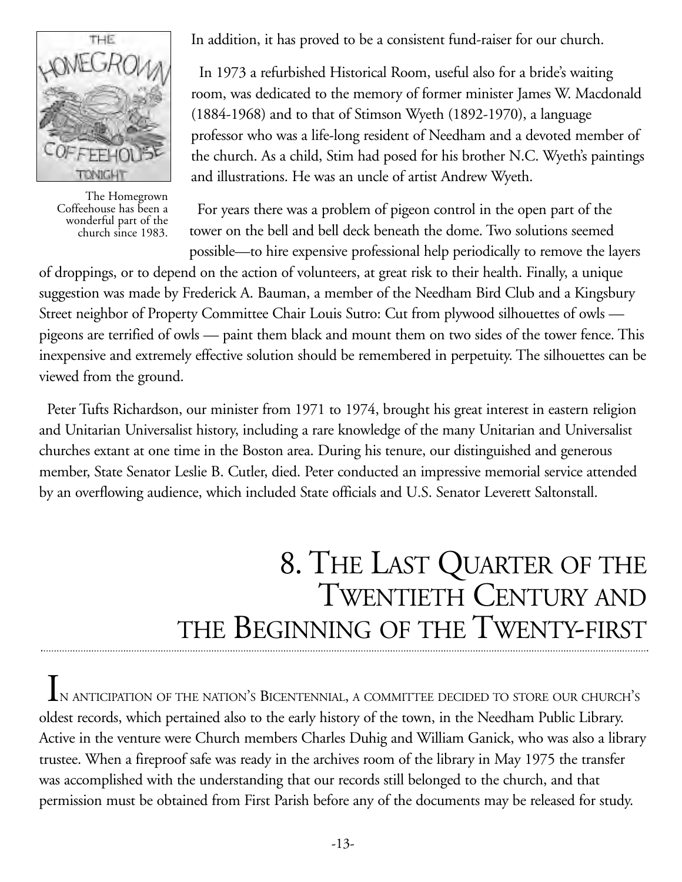The Homegrown Coffeehouse has been a wonderful part of the church since 1983.

In addition, it has proved to be a consistent fund-raiser for our church.

In 1973 a refurbished Historical Room, useful also for a bride's waiting room, was dedicated to the memory of former minister James W. Macdonald (1884-1968) and to that of Stimson Wyeth (1892-1970), a language professor who was a life-long resident of Needham and a devoted member of the church. As a child, Stim had posed for his brother N.C. Wyeth's paintings and illustrations. He was an uncle of artist Andrew Wyeth.

For years there was a problem of pigeon control in the open part of the tower on the bell and bell deck beneath the dome. Two solutions seemed possible—to hire expensive professional help periodically to remove the layers of droppings, or to depend on the action of volunteers, at great risk to their health. Finally, a unique suggestion was made by Frederick A. Bauman, a member of the Needham Bird Club and a Kingsbury Street neighbor of Property Committee Chair Louis Sutro: Cut from plywood silhouettes of owls — pigeons are terrified of owls — paint them black and mount them on two sides of the tower fence. This inexpensive and extremely effective solution should be remembered in perpetuity. The silhouettes can be viewed from the ground.

Peter Tufts Richardson, our minister from 1971 to 1974, brought his great interest in eastern religion and Unitarian Universalist history, including a rare knowledge of the many Unitarian and Universalist churches extant at one time in the Boston area. During his tenure, our distinguished and generous member, State Senator Leslie B. Cutler, died. Peter conducted an impressive memorial service attended by an overflowing audience, which included State officials and U.S. Senator Leverett Saltonstall.

# 8. The Last Quarter of the Twentieth Century and the Beginning of the Twenty-first

In anticipation of the nation's Bicentennial, a committee decided to store our church's oldest records, which pertained also to the early history of the town, in the Needham Public Library. Active in the venture were Church members Charles Duhig and William Ganick, who was also a library trustee. When a fireproof safe was ready in the archives room of the library in May 1975 the transfer was accomplished with the understanding that our records still belonged to the church, and that permission must be obtained from First Parish before any of the documents may be released for study.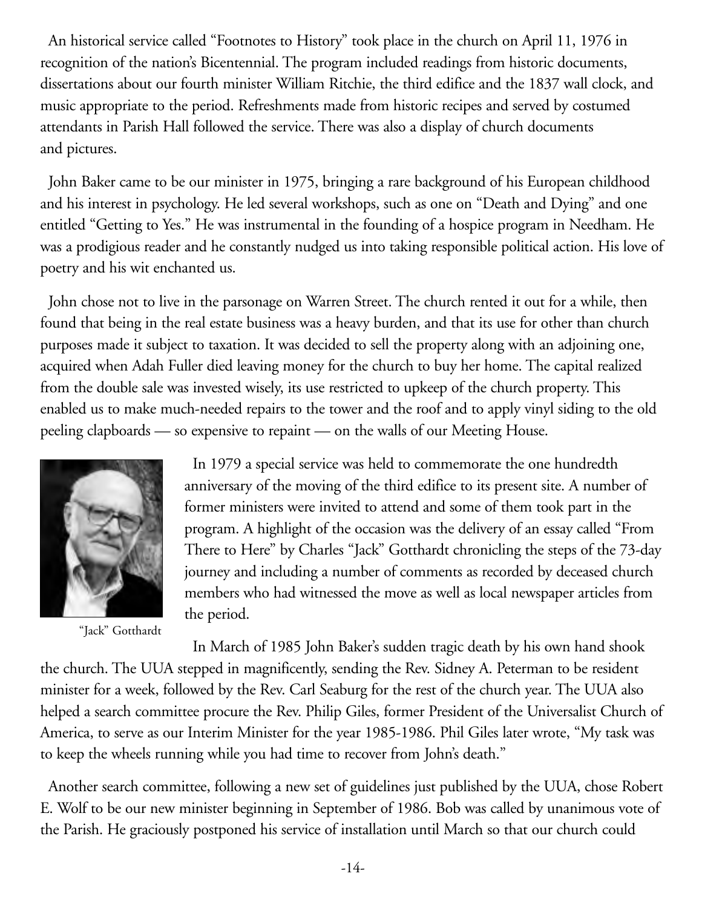An historical service called "Footnotes to History" took place in the church on April 11, 1976 in recognition of the nation's Bicentennial. The program included readings from historic documents, dissertations about our fourth minister William Ritchie, the third edifice and the 1837 wall clock, and music appropriate to the period. Refreshments made from historic recipes and served by costumed attendants in Parish Hall followed the service. There was also a display of church documents and pictures.

John Baker came to be our minister in 1975, bringing a rare background of his European childhood and his interest in psychology. He led several workshops, such as one on "Death and Dying" and one entitled "Getting to Yes." He was instrumental in the founding of a hospice program in Needham. He was a prodigious reader and he constantly nudged us into taking responsible political action. His love of poetry and his wit enchanted us.

John chose not to live in the parsonage on Warren Street. The church rented it out for a while, then found that being in the real estate business was a heavy burden, and that its use for other than church purposes made it subject to taxation. It was decided to sell the property along with an adjoining one, acquired when Adah Fuller died leaving money for the church to buy her home. The capital realized from the double sale was invested wisely, its use restricted to upkeep of the church property. This enabled us to make much-needed repairs to the tower and the roof and to apply vinyl siding to the old peeling clapboards — so expensive to repaint — on the walls of our Meeting House.

"Jack" Gotthardt

In 1979 a special service was held to commemorate the one hundredth anniversary of the moving of the third edifice to its present site. A number of former ministers were invited to attend and some of them took part in the program. A highlight of the occasion was the delivery of an essay called "From There to Here" by Charles "Jack" Gotthardt chronicling the steps of the 73-day journey and including a number of comments as recorded by deceased church members who had witnessed the move as well as local newspaper articles from the period.

In March of 1985 John Baker's sudden tragic death by his own hand shook the church. The UUA stepped in magnificently, sending the Rev. Sidney A. Peterman to be resident minister for a week, followed by the Rev. Carl Seaburg for the rest of the church year. The UUA also helped a search committee procure the Rev. Philip Giles, former President of the Universalist Church of America, to serve as our Interim Minister for the year 1985-1986. Phil Giles later wrote, "My task was to keep the wheels running while you had time to recover from John's death."

Another search committee, following a new set of guidelines just published by the UUA, chose Robert E. Wolf to be our new minister beginning in September of 1986. Bob was called by unanimous vote of the Parish. He graciously postponed his service of installation until March so that our church could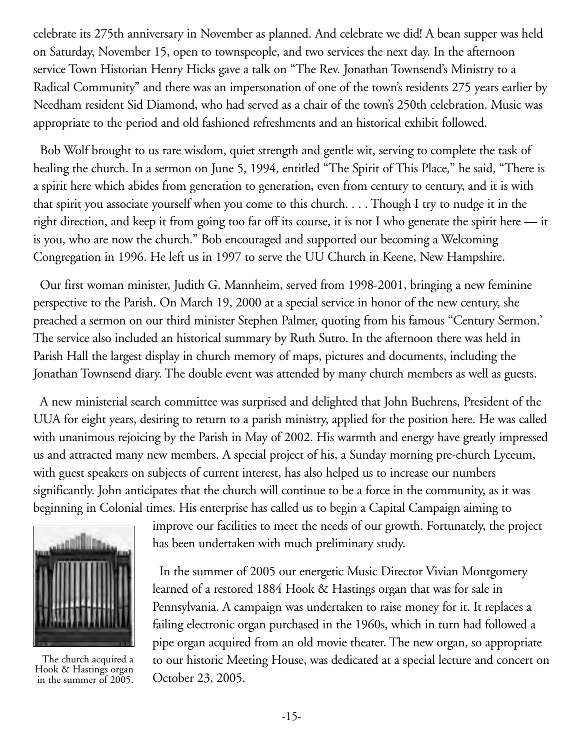celebrate its 275th anniversary in November as planned. And celebrate we did! A bean supper was held on Saturday, November 15, open to townspeople, and two services the next day. In the afternoon service Town Historian Henry Hicks gave a talk on "The Rev. Jonathan Townsend's Ministry to a Radical Community" and there was an impersonation of one of the town's residents 275 years earlier by Needham resident Sid Diamond, who had served as a chair of the town's 250th celebration. Music was appropriate to the period and old fashioned refreshments and an historical exhibit followed.

Bob Wolf brought to us rare wisdom, quiet strength and gentle wit, serving to complete the task of healing the church. In a sermon on June 5, 1994, entitled "The Spirit of This Place," he said, "There is a spirit here which abides from generation to generation, even from century to century, and it is with that spirit you associate yourself when you come to this church. . . . Though I try to nudge it in the right direction, and keep it from going too far off its course, it is not I who generate the spirit here — it is you, who are now the church." Bob encouraged and supported our becoming a Welcoming Congregation in 1996. He left us in 1997 to serve the UU Church in Keene, New Hampshire.

Our first woman minister, Judith G. Mannheim, served from 1998-2001, bringing a new feminine perspective to the Parish. On March 19, 2000 at a special service in honor of the new century, she preached a sermon on our third minister Stephen Palmer, quoting from his famous "Century Sermon.' The service also included an historical summary by Ruth Sutro. In the afternoon there was held in Parish Hall the largest display in church memory of maps, pictures and documents, including the Jonathan Townsend diary. The double event was attended by many church members as well as guests.

A new ministerial search committee was surprised and delighted that John Buehrens, President of the UUA for eight years, desiring to return to a parish ministry, applied for the position here. He was called with unanimous rejoicing by the Parish in May of 2002. His warmth and energy have greatly impressed us and attracted many new members. A special project of his, a Sunday morning pre-church Lyceum, with guest speakers on subjects of current interest, has also helped us to increase our numbers significantly. John anticipates that the church will continue to be a force in the community, as it was beginning in Colonial times. His enterprise has called us to begin a Capital Campaign aiming to improve our facilities to meet the needs of our growth. Fortunately, the project has been undertaken with much preliminary study.

In the summer of 2005 our energetic Music Director Vivian Montgomery learned of a restored 1884 Hook & Hastings organ that was for sale in Pennsylvania. A campaign was undertaken to raise money for it. It replaces a failing electronic organ purchased in the 1960s, which in turn had followed a pipe organ acquired from an old movie theater. The new organ, so appropriate to our historic Meeting House, was dedicated at a special lecture and concert on October 23, 2005.

The church acquired a Hook & Hastings organ in the summer of 2005.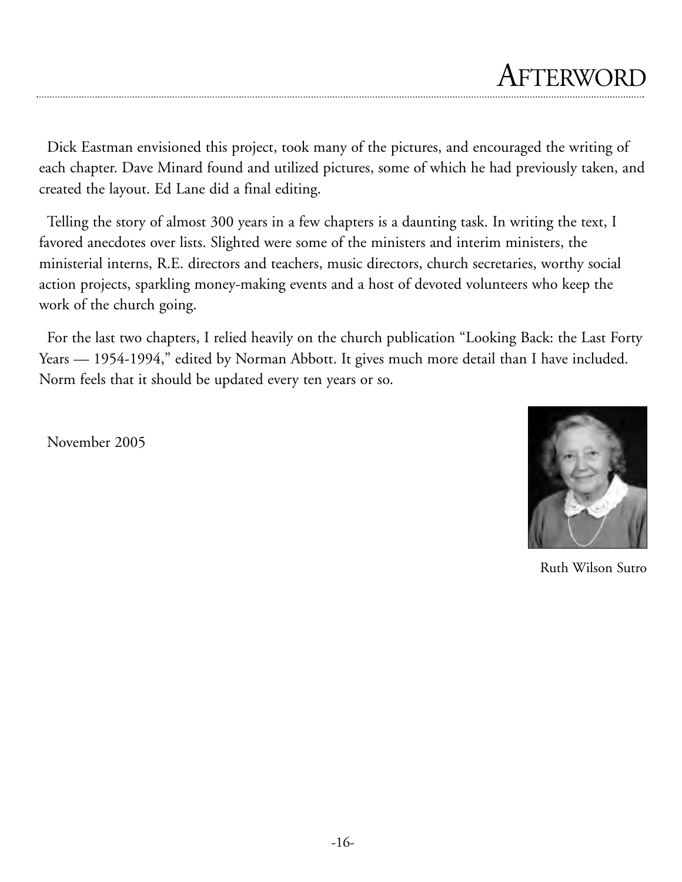# AFTERWORD

Dick Eastman envisioned this project, took many of the pictures, and encouraged the writing of each chapter. Dave Minard found and utilized pictures, some of which he had previously taken, and created the layout. Ed Lane did a final editing.

Telling the story of almost 300 years in a few chapters is a daunting task. In writing the text, I favored anecdotes over lists. Slighted were some of the ministers and interim ministers, the ministerial interns, R.E. directors and teachers, music directors, church secretaries, worthy social action projects, sparkling money-making events and a host of devoted volunteers who keep the work of the church going.

For the last two chapters, I relied heavily on the church publication "Looking Back: the Last Forty Years — 1954-1994," edited by Norman Abbott. It gives much more detail than I have included. Norm feels that it should be updated every ten years or so.

November 2005

Ruth Wilson Sutro